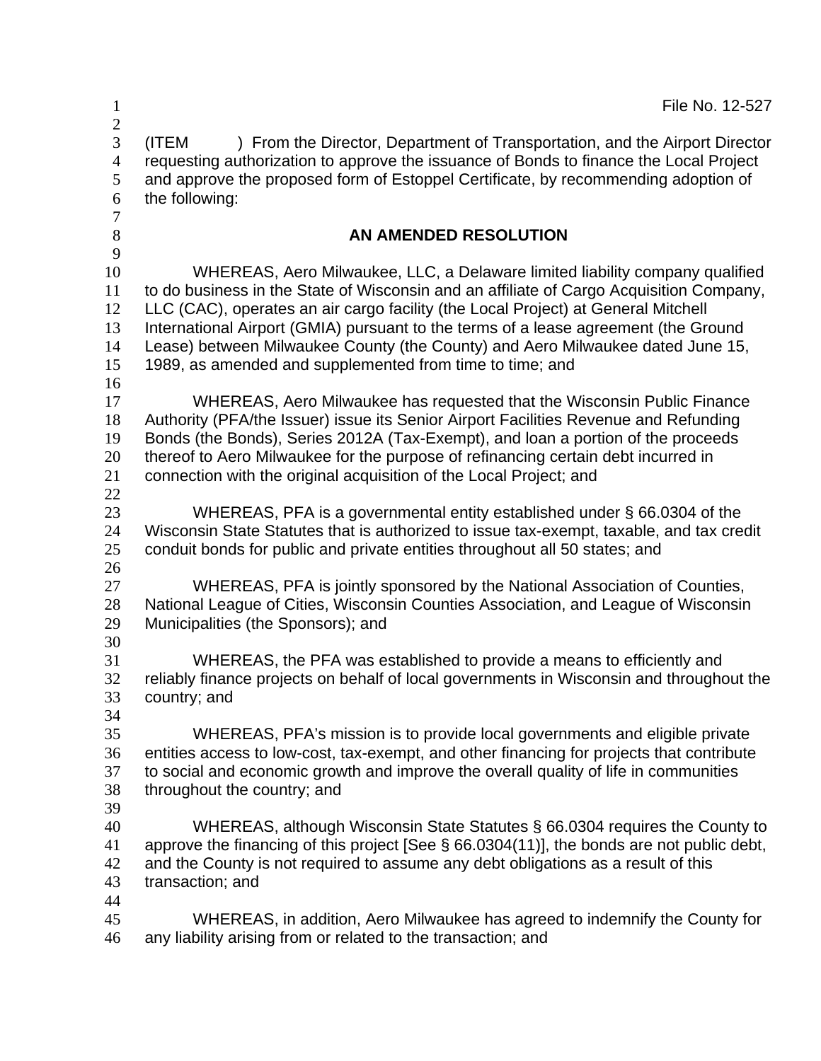File No. 12-527

(ITEM ) From the Director, Department of Transportation, and the Airport Director requesting authorization to approve the issuance of Bonds to finance the Local Project and approve the proposed form of Estoppel Certificate, by recommending adoption of the following:

**AN AMENDED RESOLUTION**

WHEREAS, Aero Milwaukee, LLC, a Delaware limited liability company qualified to do business in the State of Wisconsin and an affiliate of Cargo Acquisition Company, LLC (CAC), operates an air cargo facility (the Local Project) at General Mitchell International Airport (GMIA) pursuant to the terms of a lease agreement (the Ground Lease) between Milwaukee County (the County) and Aero Milwaukee dated June 15, 1989, as amended and supplemented from time to time; and

WHEREAS, Aero Milwaukee has requested that the Wisconsin Public Finance Authority (PFA/the Issuer) issue its Senior Airport Facilities Revenue and Refunding Bonds (the Bonds), Series 2012A (Tax-Exempt), and loan a portion of the proceeds thereof to Aero Milwaukee for the purpose of refinancing certain debt incurred in connection with the original acquisition of the Local Project; and

WHEREAS, PFA is a governmental entity established under § 66.0304 of the Wisconsin State Statutes that is authorized to issue tax-exempt, taxable, and tax credit conduit bonds for public and private entities throughout all 50 states; and

WHEREAS, PFA is jointly sponsored by the National Association of Counties, National League of Cities, Wisconsin Counties Association, and League of Wisconsin Municipalities (the Sponsors); and

WHEREAS, the PFA was established to provide a means to efficiently and reliably finance projects on behalf of local governments in Wisconsin and throughout the country; and

WHEREAS, PFA's mission is to provide local governments and eligible private entities access to low-cost, tax-exempt, and other financing for projects that contribute to social and economic growth and improve the overall quality of life in communities throughout the country; and

WHEREAS, although Wisconsin State Statutes § 66.0304 requires the County to approve the financing of this project [See § 66.0304(11)], the bonds are not public debt, and the County is not required to assume any debt obligations as a result of this transaction; and

WHEREAS, in addition, Aero Milwaukee has agreed to indemnify the County for any liability arising from or related to the transaction; and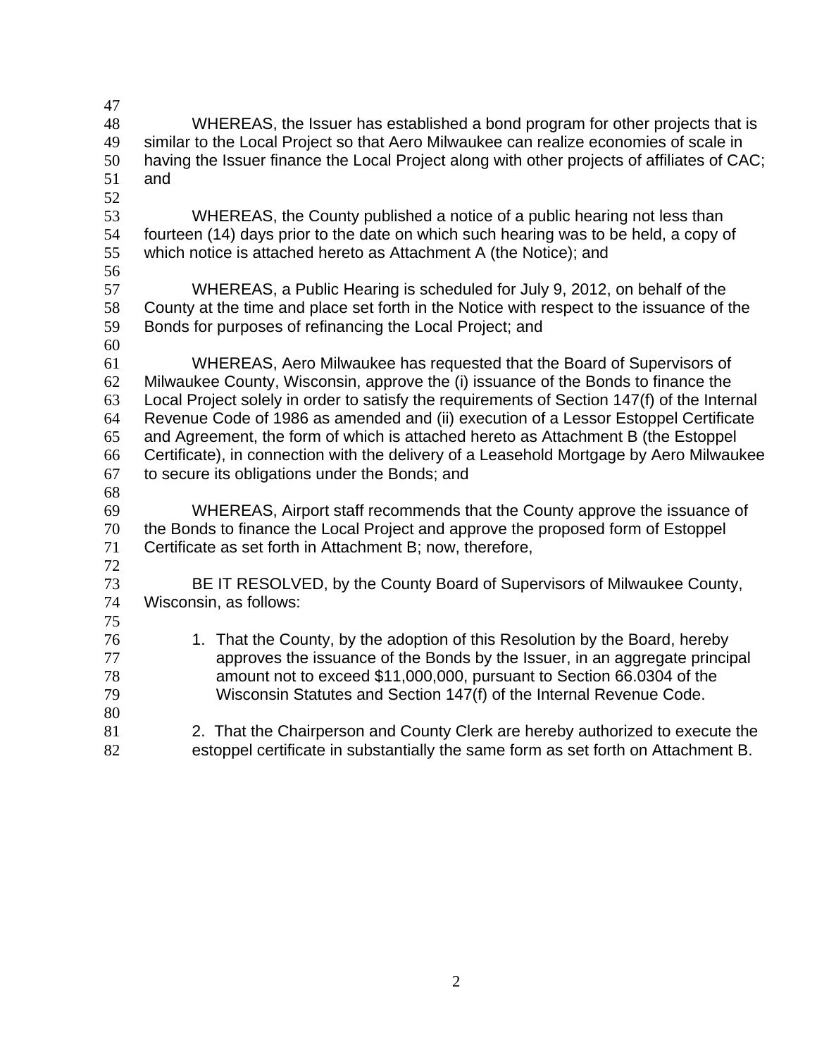WHEREAS, the Issuer has established a bond program for other projects that is similar to the Local Project so that Aero Milwaukee can realize economies of scale in having the Issuer finance the Local Project along with other projects of affiliates of CAC; and

WHEREAS, the County published a notice of a public hearing not less than fourteen (14) days prior to the date on which such hearing was to be held, a copy of which notice is attached hereto as Attachment A (the Notice); and

WHEREAS, a Public Hearing is scheduled for July 9, 2012, on behalf of the County at the time and place set forth in the Notice with respect to the issuance of the Bonds for purposes of refinancing the Local Project; and

WHEREAS, Aero Milwaukee has requested that the Board of Supervisors of Milwaukee County, Wisconsin, approve the (i) issuance of the Bonds to finance the Local Project solely in order to satisfy the requirements of Section 147(f) of the Internal Revenue Code of 1986 as amended and (ii) execution of a Lessor Estoppel Certificate and Agreement, the form of which is attached hereto as Attachment B (the Estoppel Certificate), in connection with the delivery of a Leasehold Mortgage by Aero Milwaukee to secure its obligations under the Bonds; and

WHEREAS, Airport staff recommends that the County approve the issuance of the Bonds to finance the Local Project and approve the proposed form of Estoppel Certificate as set forth in Attachment B; now, therefore,

BE IT RESOLVED, by the County Board of Supervisors of Milwaukee County, Wisconsin, as follows:

1. That the County, by the adoption of this Resolution by the Board, hereby approves the issuance of the Bonds by the Issuer, in an aggregate principal amount not to exceed $11,000,000, pursuant to Section 66.0304 of the Wisconsin Statutes and Section 147(f) of the Internal Revenue Code.

2. That the Chairperson and County Clerk are hereby authorized to execute the estoppel certificate in substantially the same form as set forth on Attachment B.